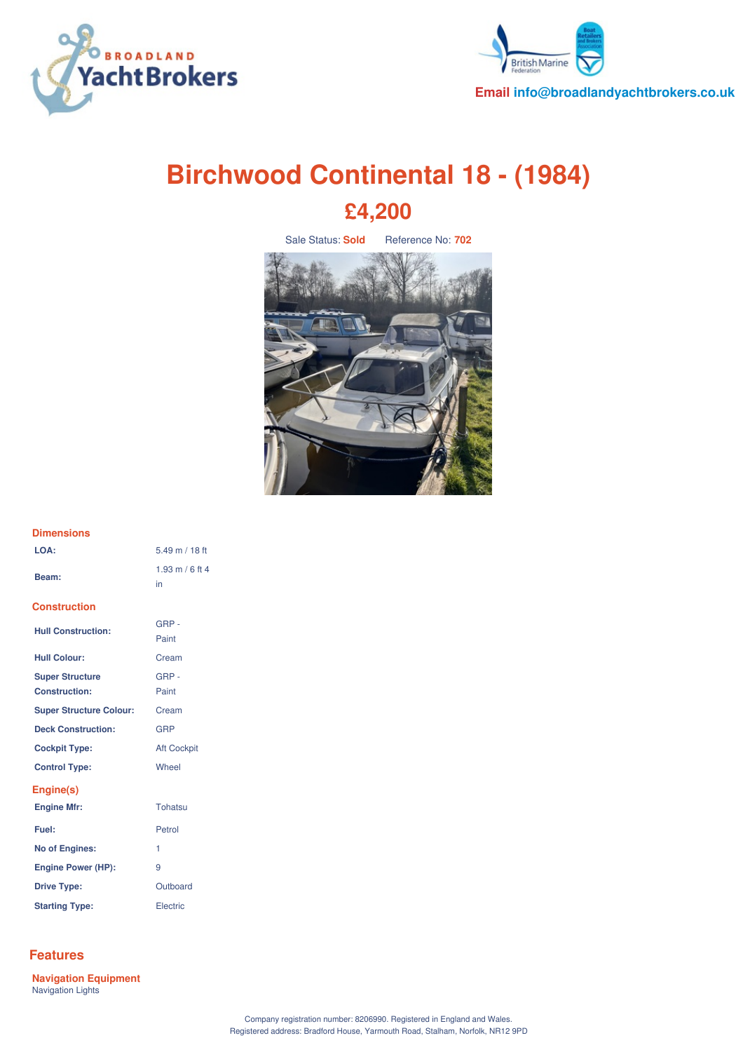Email info@broadlandyachtbrokers.co.uk

# Birchwood Continental 18 - (1984)

## £4,200

Sale Status: **Sold** Reference No: **702**

### Dimensions

| | |
|---|---|
| **LOA:** | 5.49 m / 18 ft |
| **Beam:** | 1.93 m / 6 ft 4 in |

### Construction

| | |
|---|---|
| **Hull Construction:** | GRP - Paint |
| **Hull Colour:** | Cream |
| **Super Structure Construction:** | GRP - Paint |
| **Super Structure Colour:** | Cream |
| **Deck Construction:** | GRP |
| **Cockpit Type:** | Aft Cockpit |
| **Control Type:** | Wheel |

### Engine(s)

| | |
|---|---|
| **Engine Mfr:** | Tohatsu |
| **Fuel:** | Petrol |
| **No of Engines:** | 1 |
| **Engine Power (HP):** | 9 |
| **Drive Type:** | Outboard |
| **Starting Type:** | Electric |

## Features

### Navigation Equipment

Navigation Lights

Company registration number: 8206990. Registered in England and Wales.
Registered address: Bradford House, Yarmouth Road, Stalham, Norfolk, NR12 9PD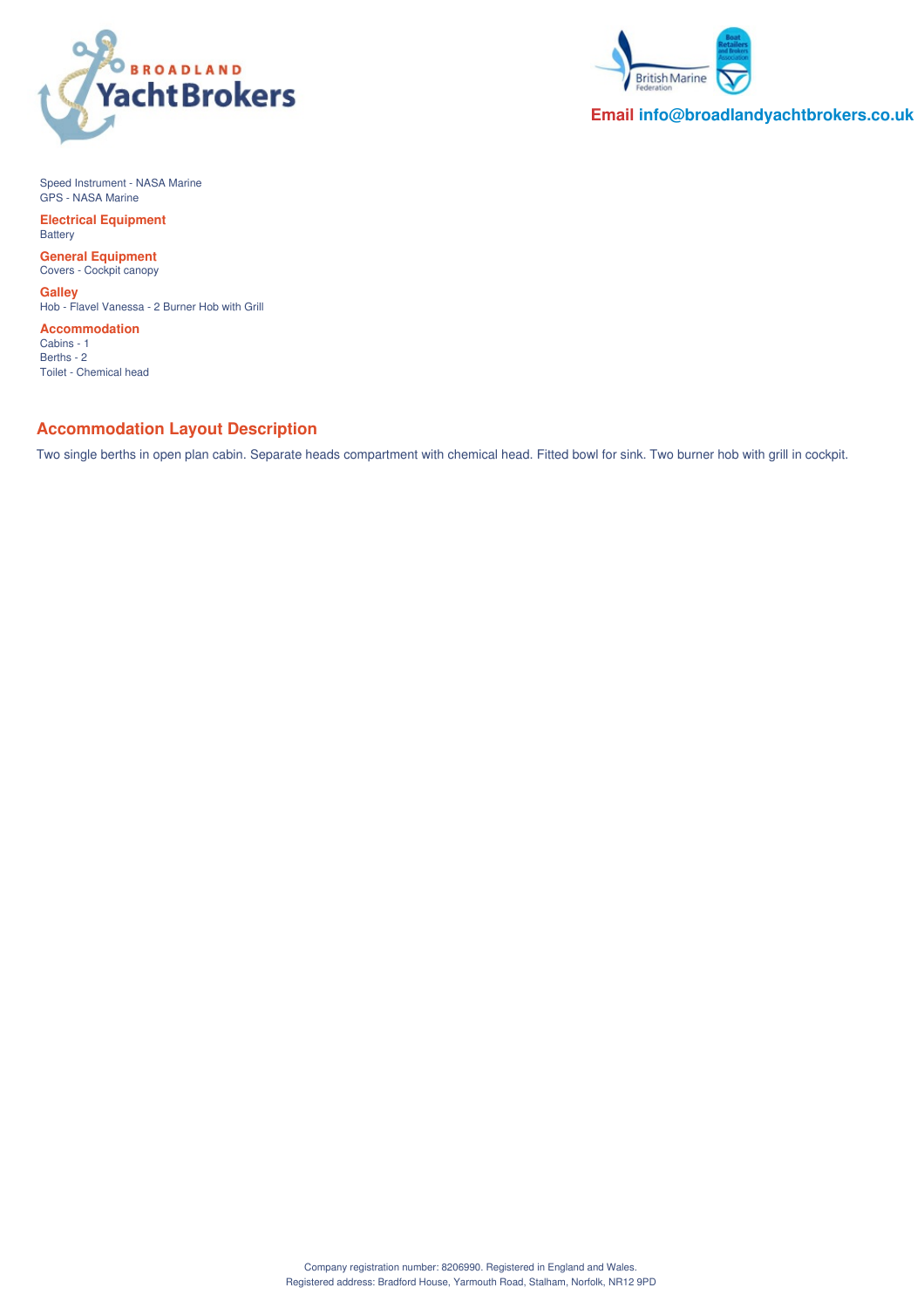Speed Instrument - NASA Marine
GPS - NASA Marine

### Electrical Equipment

Battery

### General Equipment

Covers - Cockpit canopy

### Galley

Hob - Flavel Vanessa - 2 Burner Hob with Grill

### Accommodation

Cabins - 1
Berths - 2
Toilet - Chemical head

## Accommodation Layout Description

Two single berths in open plan cabin. Separate heads compartment with chemical head. Fitted bowl for sink. Two burner hob with grill in cockpit.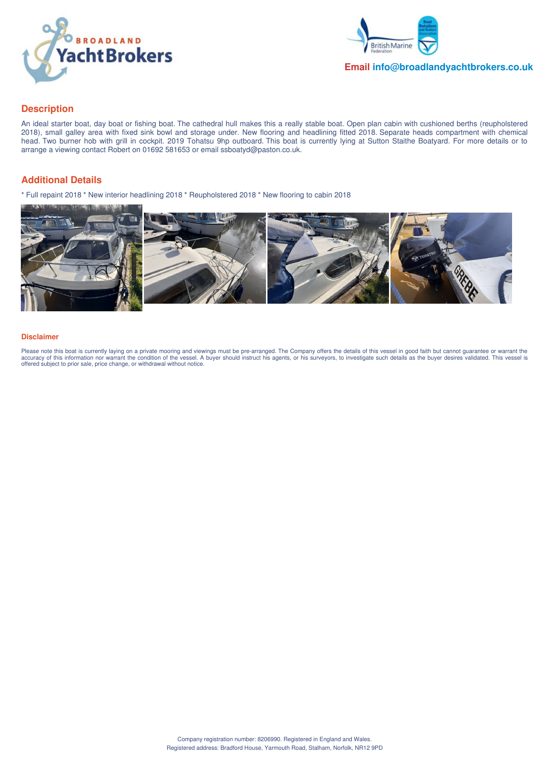Email info@broadlandyachtbrokers.co.uk

## Description

An ideal starter boat, day boat or fishing boat. The cathedral hull makes this a really stable boat. Open plan cabin with cushioned berths (reupholstered 2018), small galley area with fixed sink bowl and storage under. New flooring and headlining fitted 2018. Separate heads compartment with chemical head. Two burner hob with grill in cockpit. 2019 Tohatsu 9hp outboard. This boat is currently lying at Sutton Staithe Boatyard. For more details or to arrange a viewing contact Robert on 01692 581653 or email ssboatyd@paston.co.uk.

## Additional Details

* Full repaint 2018 * New interior headlining 2018 * Reupholstered 2018 * New flooring to cabin 2018

### Disclaimer

Please note this boat is currently laying on a private mooring and viewings must be pre-arranged. The Company offers the details of this vessel in good faith but cannot guarantee or warrant the accuracy of this information nor warrant the condition of the vessel. A buyer should instruct his agents, or his surveyors, to investigate such details as the buyer desires validated. This vessel is offered subject to prior sale, price change, or withdrawal without notice.

Company registration number: 8206990. Registered in England and Wales.
Registered address: Bradford House, Yarmouth Road, Stalham, Norfolk, NR12 9PD